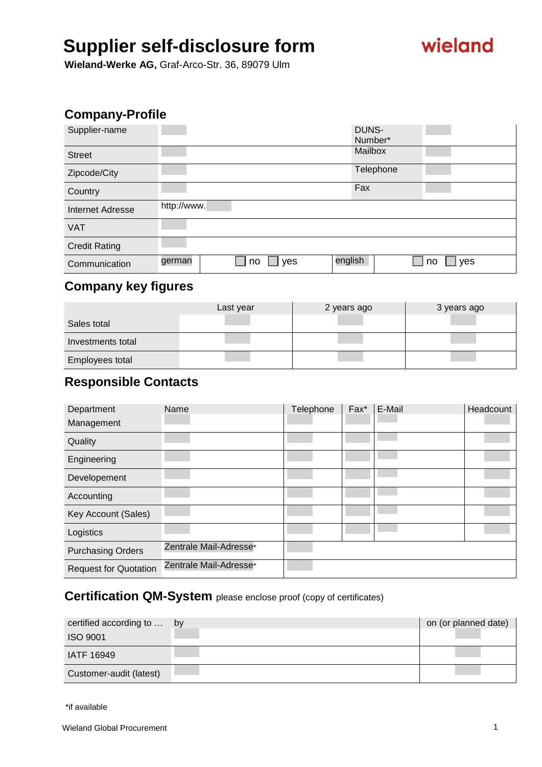# Supplier self-disclosure form

**Wieland-Werke AG,** Graf-Arco-Str. 36, 89079 Ulm

wieland

## Company-Profile

| Supplier-name | | DUNS-Number* | |
|---|---|---|---|
| Street | | Mailbox | |
| Zipcode/City | | Telephone | |
| Country | | Fax | |
| Internet Adresse | http://www. | | |
| VAT | | | |
| Credit Rating | | | |
| Communication | german ☐ no ☐ yes | english ☐ no ☐ yes | |

## Company key figures

| | Last year | 2 years ago | 3 years ago |
|---|---|---|---|
| Sales total | | | |
| Investments total | | | |
| Employees total | | | |

## Responsible Contacts

| Department | Name | Telephone | Fax* | E-Mail | Headcount |
|---|---|---|---|---|---|
| Management | | | | | |
| Quality | | | | | |
| Engineering | | | | | |
| Developement | | | | | |
| Accounting | | | | | |
| Key Account (Sales) | | | | | |
| Logistics | | | | | |
| Purchasing Orders | Zentrale Mail-Adresse* | | | | |
| Request for Quotation | Zentrale Mail-Adresse* | | | | |

## Certification QM-System please enclose proof (copy of certificates)

| certified according to … | by | on (or planned date) |
|---|---|---|
| ISO 9001 | | |
| IATF 16949 | | |
| Customer-audit (latest) | | |

*if available

Wieland Global Procurement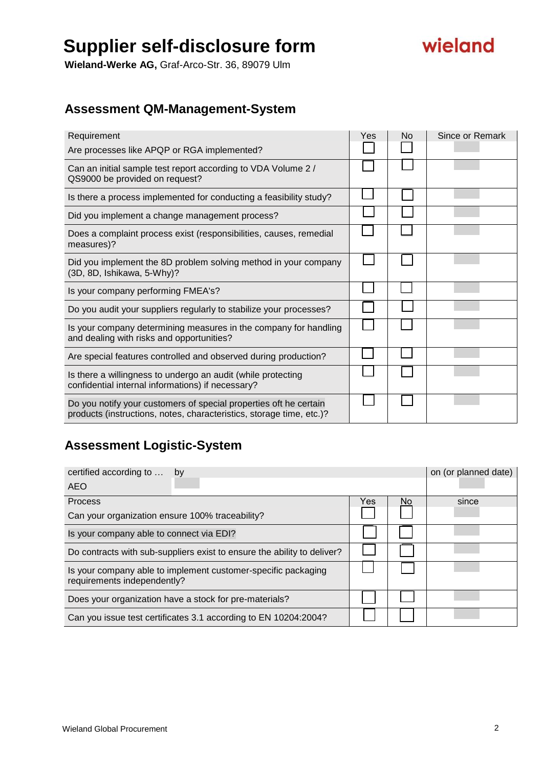# Supplier self-disclosure form

**Wieland-Werke AG,** Graf-Arco-Str. 36, 89079 Ulm

## Assessment QM-Management-System

| Requirement | Yes | No | Since or Remark |
|---|---|---|---|
| Are processes like APQP or RGA implemented? | ☐ | ☐ | |
| Can an initial sample test report according to VDA Volume 2 / QS9000 be provided on request? | ☐ | ☐ | |
| Is there a process implemented for conducting a feasibility study? | ☐ | ☐ | |
| Did you implement a change management process? | ☐ | ☐ | |
| Does a complaint process exist (responsibilities, causes, remedial measures)? | ☐ | ☐ | |
| Did you implement the 8D problem solving method in your company (3D, 8D, Ishikawa, 5-Why)? | ☐ | ☐ | |
| Is your company performing FMEA's? | ☐ | ☐ | |
| Do you audit your suppliers regularly to stabilize your processes? | ☐ | ☐ | |
| Is your company determining measures in the company for handling and dealing with risks and opportunities? | ☐ | ☐ | |
| Are special features controlled and observed during production? | ☐ | ☐ | |
| Is there a willingness to undergo an audit (while protecting confidential internal informations) if necessary? | ☐ | ☐ | |
| Do you notify your customers of special properties oft he certain products (instructions, notes, characteristics, storage time, etc.)? | ☐ | ☐ | |

## Assessment Logistic-System

| certified according to … | by | | | on (or planned date) |
|---|---|---|---|---|
| AEO | | | | |
| **Process** | | **Yes** | **No** | **since** |
| Can your organization ensure 100% traceability? | | ☐ | ☐ | |
| Is your company able to connect via EDI? | | ☐ | ☐ | |
| Do contracts with sub-suppliers exist to ensure the ability to deliver? | | ☐ | ☐ | |
| Is your company able to implement customer-specific packaging requirements independently? | | ☐ | ☐ | |
| Does your organization have a stock for pre-materials? | | ☐ | ☐ | |
| Can you issue test certificates 3.1 according to EN 10204:2004? | | ☐ | ☐ | |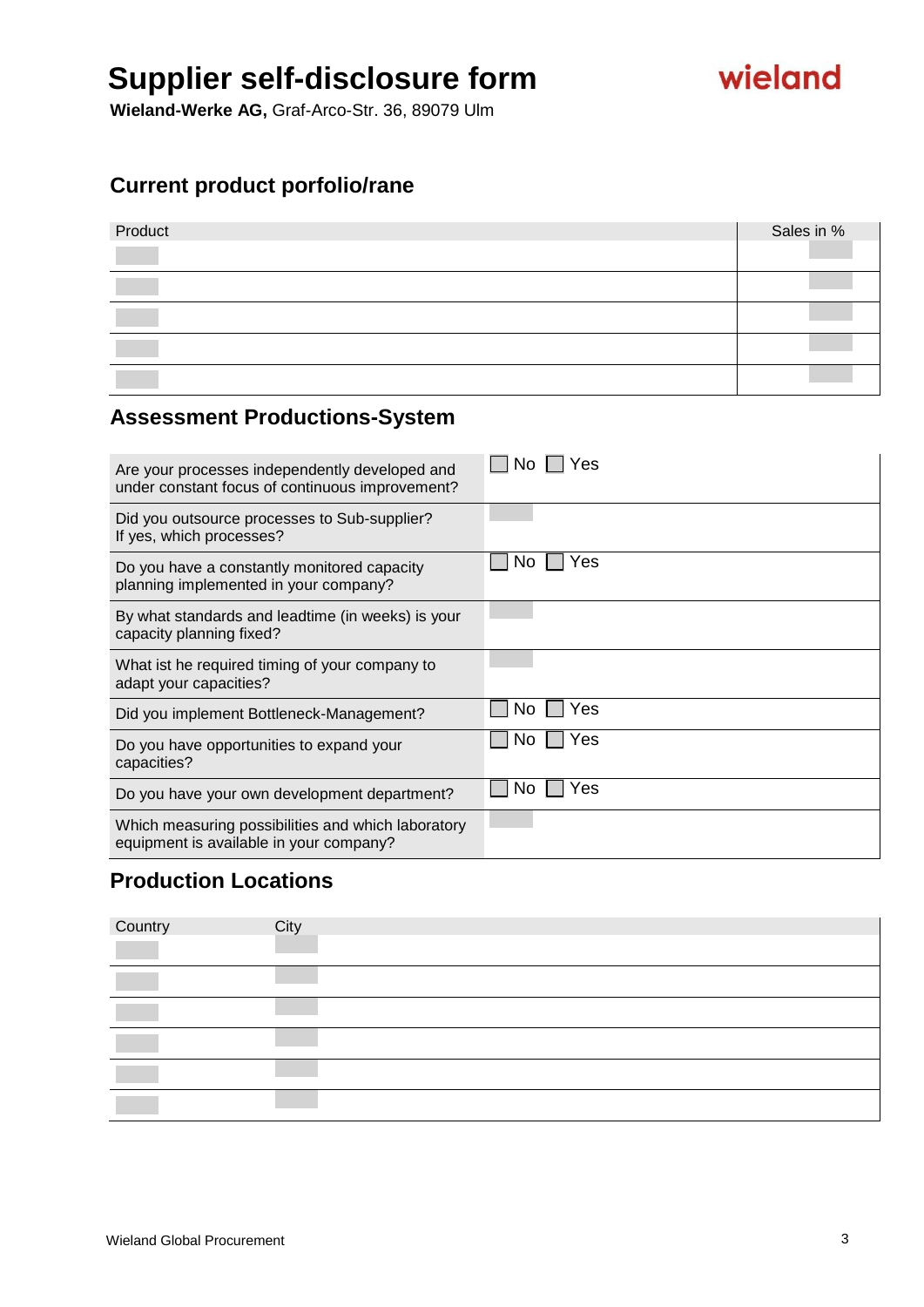# Supplier self-disclosure form

**Wieland-Werke AG,** Graf-Arco-Str. 36, 89079 Ulm

## Current product porfolio/rane

| Product | Sales in % |
|---|---|
| | |
| | |
| | |
| | |
| | |

## Assessment Productions-System

| | |
|---|---|
| Are your processes independently developed and under constant focus of continuous improvement? | ☐ No ☐ Yes |
| Did you outsource processes to Sub-supplier? If yes, which processes? | |
| Do you have a constantly monitored capacity planning implemented in your company? | ☐ No ☐ Yes |
| By what standards and leadtime (in weeks) is your capacity planning fixed? | |
| What ist he required timing of your company to adapt your capacities? | |
| Did you implement Bottleneck-Management? | ☐ No ☐ Yes |
| Do you have opportunities to expand your capacities? | ☐ No ☐ Yes |
| Do you have your own development department? | ☐ No ☐ Yes |
| Which measuring possibilities and which laboratory equipment is available in your company? | |

## Production Locations

| Country | City |
|---|---|
| | |
| | |
| | |
| | |
| | |
| | |

Wieland Global Procurement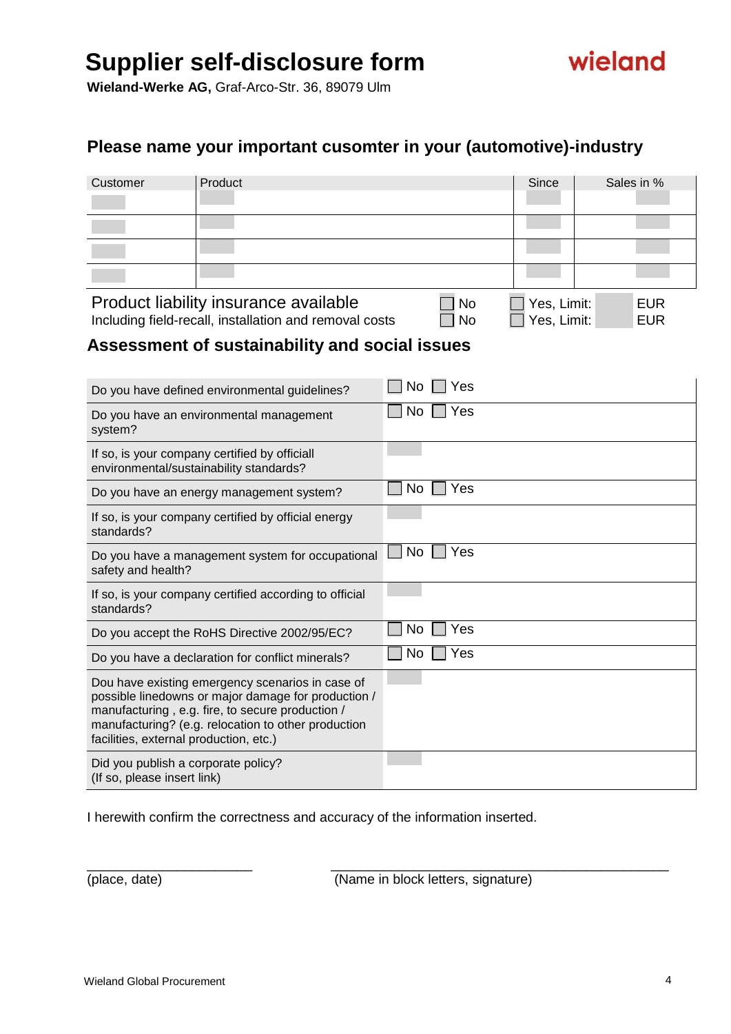# Supplier self-disclosure form

**Wieland-Werke AG,** Graf-Arco-Str. 36, 89079 Ulm

wieland

## Please name your important cusomter in your (automotive)-industry

| Customer | Product | Since | Sales in % |
|---|---|---|---|
| | | | |
| | | | |
| | | | |
| | | | |

| | | |
|---|---|---|
| Product liability insurance available | ☐ No | ☐ Yes, Limit: EUR |
| Including field-recall, installation and removal costs | ☐ No | ☐ Yes, Limit: EUR |

## Assessment of sustainability and social issues

| | |
|---|---|
| Do you have defined environmental guidelines? | ☐ No ☐ Yes |
| Do you have an environmental management system? | ☐ No ☐ Yes |
| If so, is your company certified by officiall environmental/sustainability standards? | |
| Do you have an energy management system? | ☐ No ☐ Yes |
| If so, is your company certified by official energy standards? | |
| Do you have a management system for occupational safety and health? | ☐ No ☐ Yes |
| If so, is your company certified according to official standards? | |
| Do you accept the RoHS Directive 2002/95/EC? | ☐ No ☐ Yes |
| Do you have a declaration for conflict minerals? | ☐ No ☐ Yes |
| Dou have existing emergency scenarios in case of possible linedowns or major damage for production / manufacturing , e.g. fire, to secure production / manufacturing? (e.g. relocation to other production facilities, external production, etc.) | |
| Did you publish a corporate policy? (If so, please insert link) | |

I herewith confirm the correctness and accuracy of the information inserted.

______________________ ______________________________________________

(place, date) (Name in block letters, signature)

Wieland Global Procurement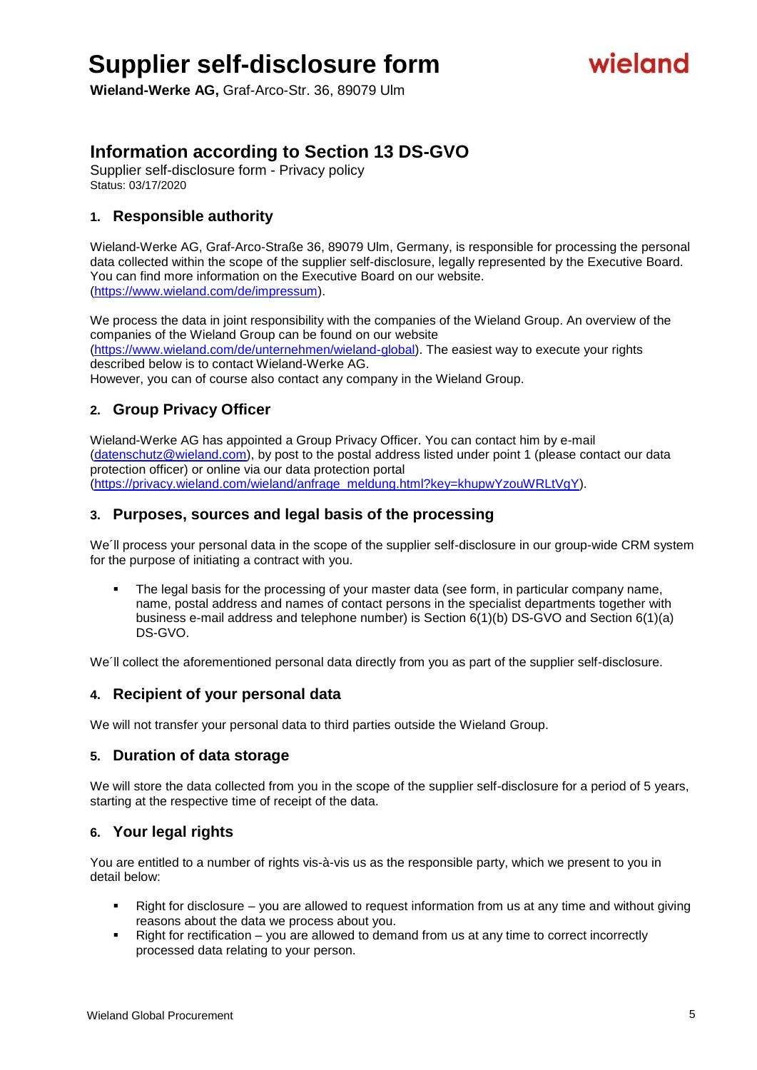# Supplier self-disclosure form

**Wieland-Werke AG,** Graf-Arco-Str. 36, 89079 Ulm

## Information according to Section 13 DS-GVO

Supplier self-disclosure form - Privacy policy
Status: 03/17/2020

### 1. Responsible authority

Wieland-Werke AG, Graf-Arco-Straße 36, 89079 Ulm, Germany, is responsible for processing the personal data collected within the scope of the supplier self-disclosure, legally represented by the Executive Board. You can find more information on the Executive Board on our website. (https://www.wieland.com/de/impressum).

We process the data in joint responsibility with the companies of the Wieland Group. An overview of the companies of the Wieland Group can be found on our website (https://www.wieland.com/de/unternehmen/wieland-global). The easiest way to execute your rights described below is to contact Wieland-Werke AG.
However, you can of course also contact any company in the Wieland Group.

### 2. Group Privacy Officer

Wieland-Werke AG has appointed a Group Privacy Officer. You can contact him by e-mail (datenschutz@wieland.com), by post to the postal address listed under point 1 (please contact our data protection officer) or online via our data protection portal (https://privacy.wieland.com/wieland/anfrage_meldung.html?key=khupwYzouWRLtVgY).

### 3. Purposes, sources and legal basis of the processing

We´ll process your personal data in the scope of the supplier self-disclosure in our group-wide CRM system for the purpose of initiating a contract with you.

- The legal basis for the processing of your master data (see form, in particular company name, name, postal address and names of contact persons in the specialist departments together with business e-mail address and telephone number) is Section 6(1)(b) DS-GVO and Section 6(1)(a) DS-GVO.

We´ll collect the aforementioned personal data directly from you as part of the supplier self-disclosure.

### 4. Recipient of your personal data

We will not transfer your personal data to third parties outside the Wieland Group.

### 5. Duration of data storage

We will store the data collected from you in the scope of the supplier self-disclosure for a period of 5 years, starting at the respective time of receipt of the data.

### 6. Your legal rights

You are entitled to a number of rights vis-à-vis us as the responsible party, which we present to you in detail below:

- Right for disclosure – you are allowed to request information from us at any time and without giving reasons about the data we process about you.
- Right for rectification – you are allowed to demand from us at any time to correct incorrectly processed data relating to your person.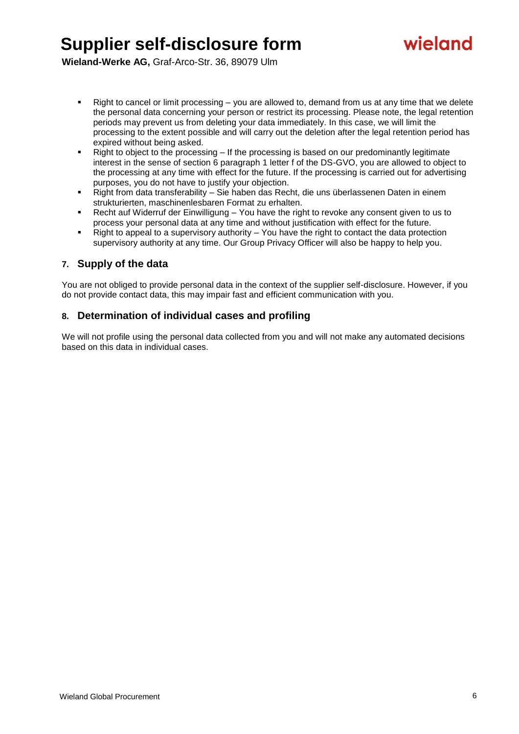- Right to cancel or limit processing – you are allowed to, demand from us at any time that we delete the personal data concerning your person or restrict its processing. Please note, the legal retention periods may prevent us from deleting your data immediately. In this case, we will limit the processing to the extent possible and will carry out the deletion after the legal retention period has expired without being asked.
- Right to object to the processing – If the processing is based on our predominantly legitimate interest in the sense of section 6 paragraph 1 letter f of the DS-GVO, you are allowed to object to the processing at any time with effect for the future. If the processing is carried out for advertising purposes, you do not have to justify your objection.
- Right from data transferability – Sie haben das Recht, die uns überlassenen Daten in einem strukturierten, maschinenlesbaren Format zu erhalten.
- Recht auf Widerruf der Einwilligung – You have the right to revoke any consent given to us to process your personal data at any time and without justification with effect for the future.
- Right to appeal to a supervisory authority – You have the right to contact the data protection supervisory authority at any time. Our Group Privacy Officer will also be happy to help you.

## 7. Supply of the data

You are not obliged to provide personal data in the context of the supplier self-disclosure. However, if you do not provide contact data, this may impair fast and efficient communication with you.

## 8. Determination of individual cases and profiling

We will not profile using the personal data collected from you and will not make any automated decisions based on this data in individual cases.